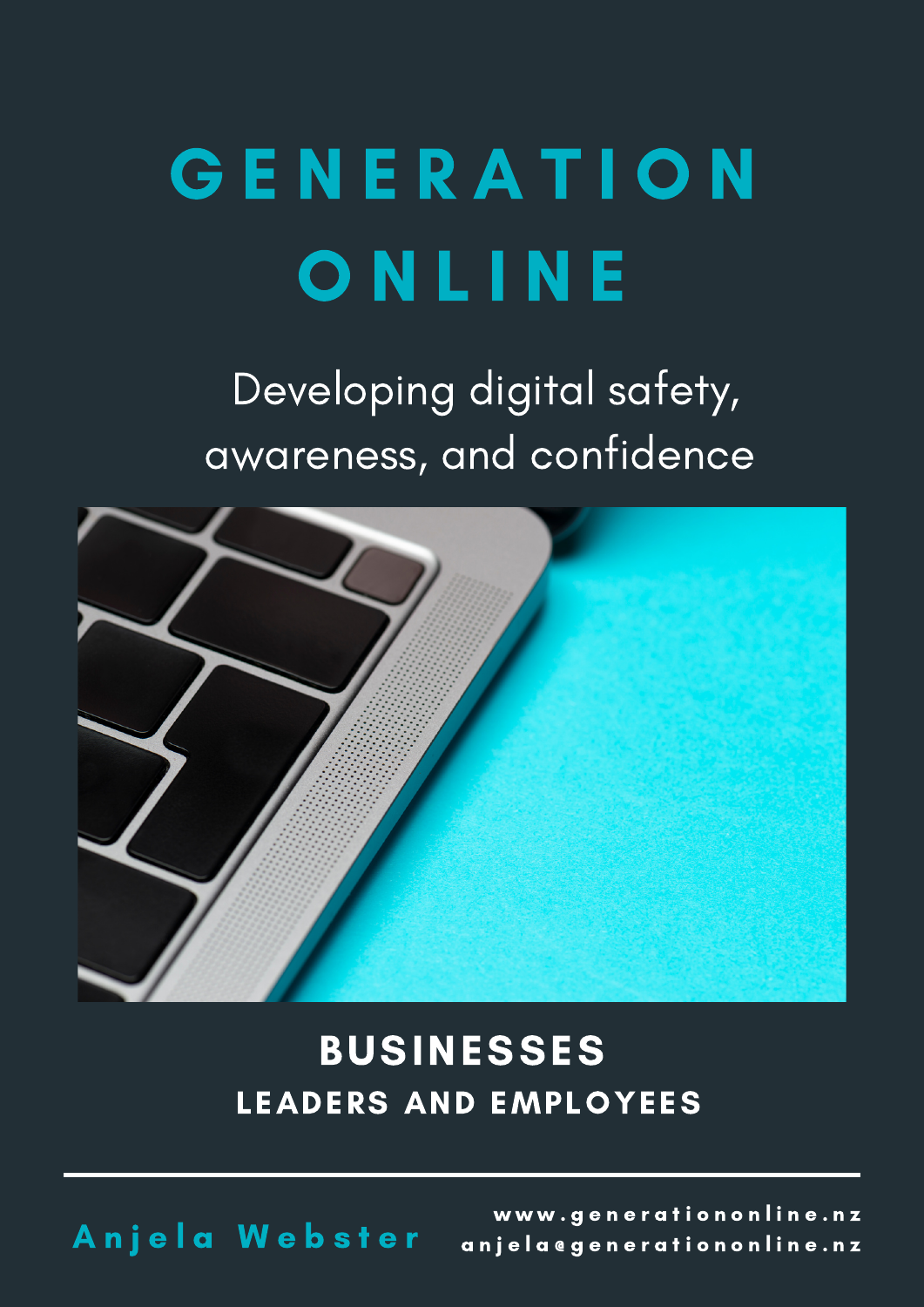# GENERATION ONLINE

Developing digital safety, awareness, and confidence

## BUSINESSES

### LEADERS AND EMPLOYEES

---

Anjela Webster

www.generationonline.nz
anjela@generationonline.nz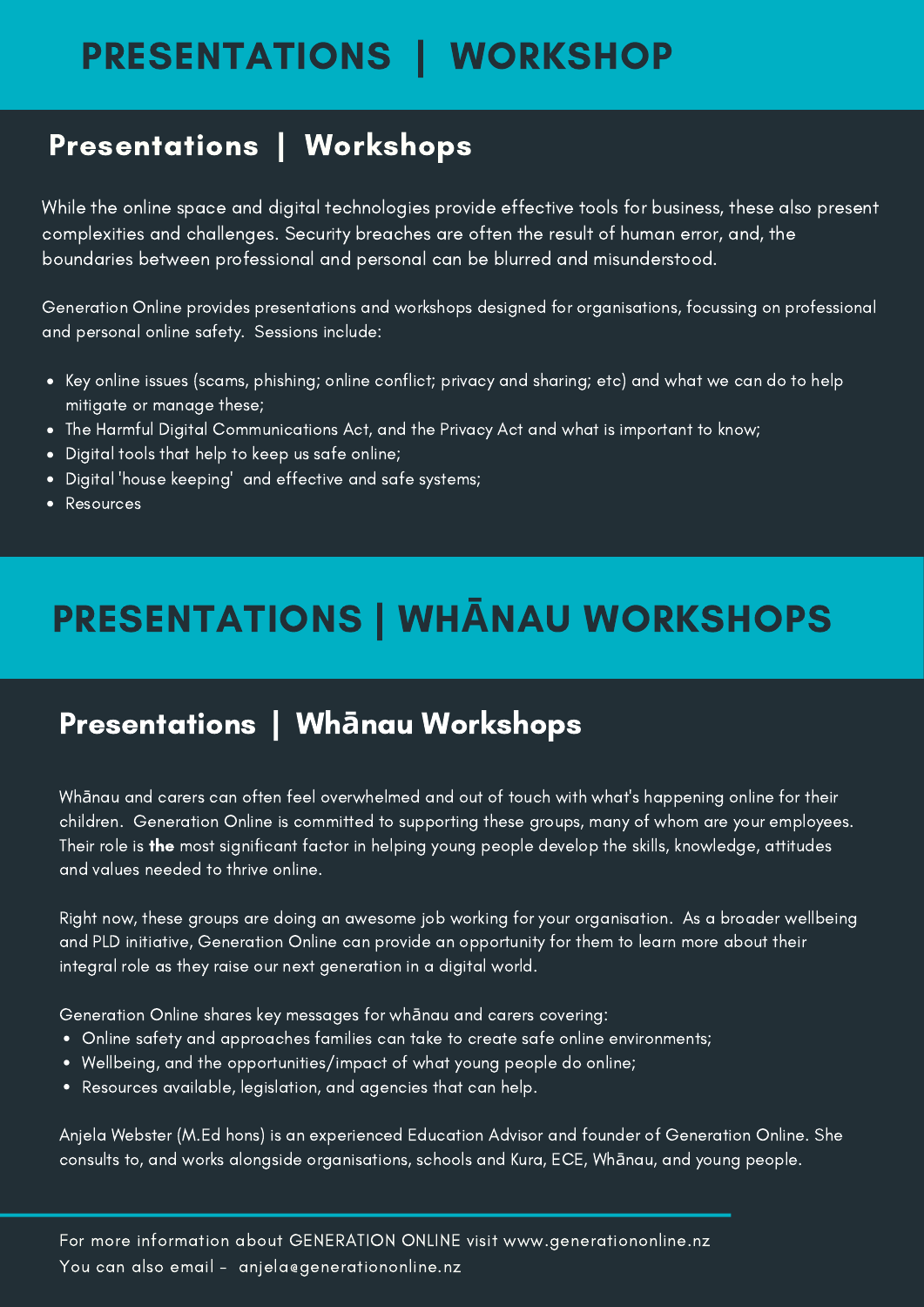# PRESENTATIONS | WORKSHOP

## Presentations | Workshops

While the online space and digital technologies provide effective tools for business, these also present complexities and challenges. Security breaches are often the result of human error, and, the boundaries between professional and personal can be blurred and misunderstood.

Generation Online provides presentations and workshops designed for organisations, focussing on professional and personal online safety. Sessions include:

- Key online issues (scams, phishing; online conflict; privacy and sharing; etc) and what we can do to help mitigate or manage these;
- The Harmful Digital Communications Act, and the Privacy Act and what is important to know;
- Digital tools that help to keep us safe online;
- Digital 'house keeping' and effective and safe systems;
- Resources

# PRESENTATIONS | WHĀNAU WORKSHOPS

## Presentations | Whānau Workshops

Whānau and carers can often feel overwhelmed and out of touch with what's happening online for their children. Generation Online is committed to supporting these groups, many of whom are your employees. Their role is **the** most significant factor in helping young people develop the skills, knowledge, attitudes and values needed to thrive online.

Right now, these groups are doing an awesome job working for your organisation. As a broader wellbeing and PLD initiative, Generation Online can provide an opportunity for them to learn more about their integral role as they raise our next generation in a digital world.

Generation Online shares key messages for whānau and carers covering:

- Online safety and approaches families can take to create safe online environments;
- Wellbeing, and the opportunities/impact of what young people do online;
- Resources available, legislation, and agencies that can help.

Anjela Webster (M.Ed hons) is an experienced Education Advisor and founder of Generation Online. She consults to, and works alongside organisations, schools and Kura, ECE, Whānau, and young people.

For more information about GENERATION ONLINE visit www.generationonline.nz
You can also email - anjela@generationonline.nz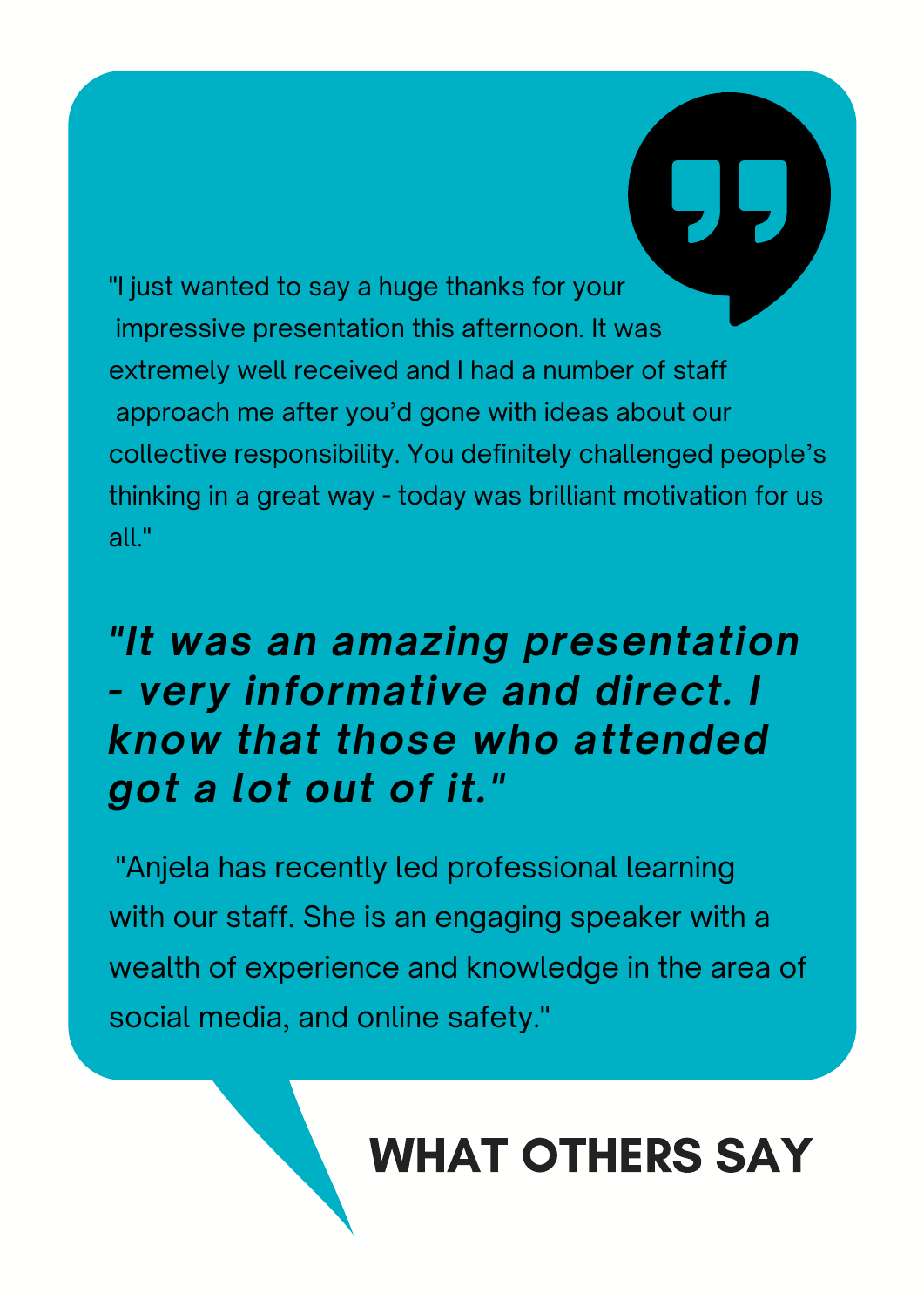"I just wanted to say a huge thanks for your impressive presentation this afternoon. It was extremely well received and I had a number of staff approach me after you'd gone with ideas about our collective responsibility. You definitely challenged people's thinking in a great way - today was brilliant motivation for us all."

***"It was an amazing presentation - very informative and direct. I know that those who attended got a lot out of it."***

"Anjela has recently led professional learning with our staff. She is an engaging speaker with a wealth of experience and knowledge in the area of social media, and online safety."

# WHAT OTHERS SAY